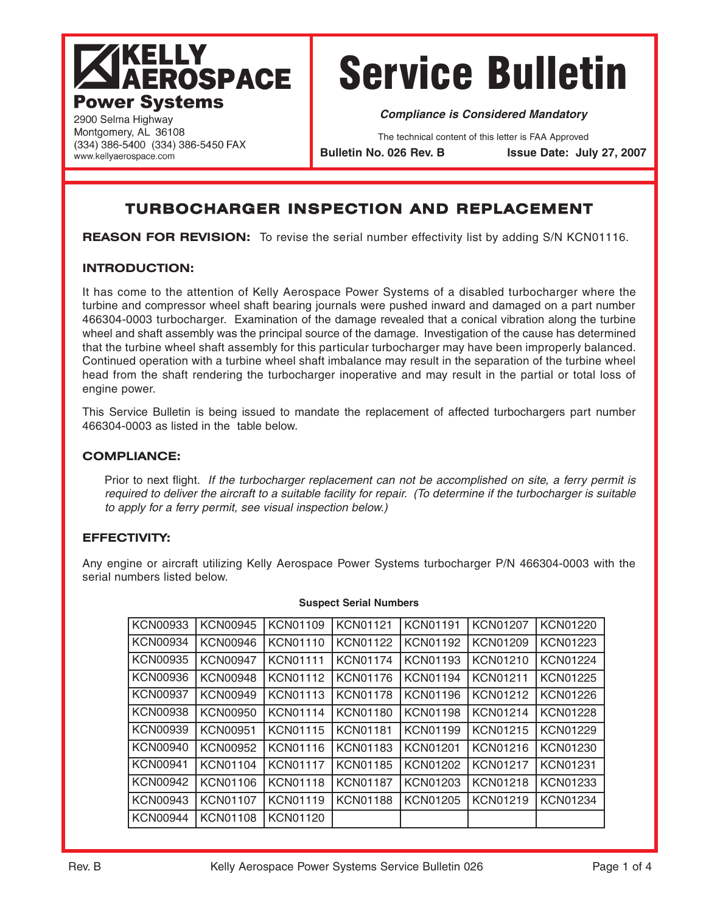**KELLY AEROSPACE**
**Power Systems**

2900 Selma Highway
Montgomery, AL 36108
(334) 386-5400 (334) 386-5450 FAX
www.kellyaerospace.com

# Service Bulletin

***Compliance is Considered Mandatory***

The technical content of this letter is FAA Approved

**Bulletin No. 026 Rev. B** **Issue Date: July 27, 2007**

## TURBOCHARGER INSPECTION AND REPLACEMENT

**REASON FOR REVISION:** To revise the serial number effectivity list by adding S/N KCN01116.

### INTRODUCTION:

It has come to the attention of Kelly Aerospace Power Systems of a disabled turbocharger where the turbine and compressor wheel shaft bearing journals were pushed inward and damaged on a part number 466304-0003 turbocharger. Examination of the damage revealed that a conical vibration along the turbine wheel and shaft assembly was the principal source of the damage. Investigation of the cause has determined that the turbine wheel shaft assembly for this particular turbocharger may have been improperly balanced. Continued operation with a turbine wheel shaft imbalance may result in the separation of the turbine wheel head from the shaft rendering the turbocharger inoperative and may result in the partial or total loss of engine power.

This Service Bulletin is being issued to mandate the replacement of affected turbochargers part number 466304-0003 as listed in the table below.

### COMPLIANCE:

Prior to next flight. *If the turbocharger replacement can not be accomplished on site, a ferry permit is required to deliver the aircraft to a suitable facility for repair. (To determine if the turbocharger is suitable to apply for a ferry permit, see visual inspection below.)*

### EFFECTIVITY:

Any engine or aircraft utilizing Kelly Aerospace Power Systems turbocharger P/N 466304-0003 with the serial numbers listed below.

**Suspect Serial Numbers**

| | | | | | | |
|---|---|---|---|---|---|---|
| KCN00933 | KCN00945 | KCN01109 | KCN01121 | KCN01191 | KCN01207 | KCN01220 |
| KCN00934 | KCN00946 | KCN01110 | KCN01122 | KCN01192 | KCN01209 | KCN01223 |
| KCN00935 | KCN00947 | KCN01111 | KCN01174 | KCN01193 | KCN01210 | KCN01224 |
| KCN00936 | KCN00948 | KCN01112 | KCN01176 | KCN01194 | KCN01211 | KCN01225 |
| KCN00937 | KCN00949 | KCN01113 | KCN01178 | KCN01196 | KCN01212 | KCN01226 |
| KCN00938 | KCN00950 | KCN01114 | KCN01180 | KCN01198 | KCN01214 | KCN01228 |
| KCN00939 | KCN00951 | KCN01115 | KCN01181 | KCN01199 | KCN01215 | KCN01229 |
| KCN00940 | KCN00952 | KCN01116 | KCN01183 | KCN01201 | KCN01216 | KCN01230 |
| KCN00941 | KCN01104 | KCN01117 | KCN01185 | KCN01202 | KCN01217 | KCN01231 |
| KCN00942 | KCN01106 | KCN01118 | KCN01187 | KCN01203 | KCN01218 | KCN01233 |
| KCN00943 | KCN01107 | KCN01119 | KCN01188 | KCN01205 | KCN01219 | KCN01234 |
| KCN00944 | KCN01108 | KCN01120 | | | | |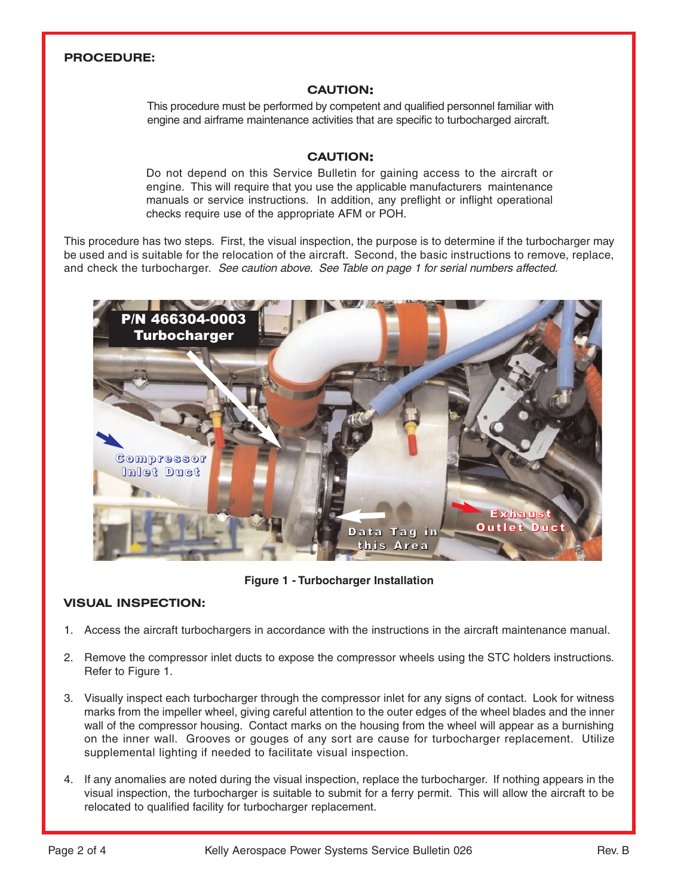## PROCEDURE:

### CAUTION:

This procedure must be performed by competent and qualified personnel familiar with engine and airframe maintenance activities that are specific to turbocharged aircraft.

### CAUTION:

Do not depend on this Service Bulletin for gaining access to the aircraft or engine. This will require that you use the applicable manufacturers maintenance manuals or service instructions. In addition, any preflight or inflight operational checks require use of the appropriate AFM or POH.

This procedure has two steps. First, the visual inspection, the purpose is to determine if the turbocharger may be used and is suitable for the relocation of the aircraft. Second, the basic instructions to remove, replace, and check the turbocharger. *See caution above. See Table on page 1 for serial numbers affected.*

**Figure 1 - Turbocharger Installation**

## VISUAL INSPECTION:

1. Access the aircraft turbochargers in accordance with the instructions in the aircraft maintenance manual.

2. Remove the compressor inlet ducts to expose the compressor wheels using the STC holders instructions. Refer to Figure 1.

3. Visually inspect each turbocharger through the compressor inlet for any signs of contact. Look for witness marks from the impeller wheel, giving careful attention to the outer edges of the wheel blades and the inner wall of the compressor housing. Contact marks on the housing from the wheel will appear as a burnishing on the inner wall. Grooves or gouges of any sort are cause for turbocharger replacement. Utilize supplemental lighting if needed to facilitate visual inspection.

4. If any anomalies are noted during the visual inspection, replace the turbocharger. If nothing appears in the visual inspection, the turbocharger is suitable to submit for a ferry permit. This will allow the aircraft to be relocated to qualified facility for turbocharger replacement.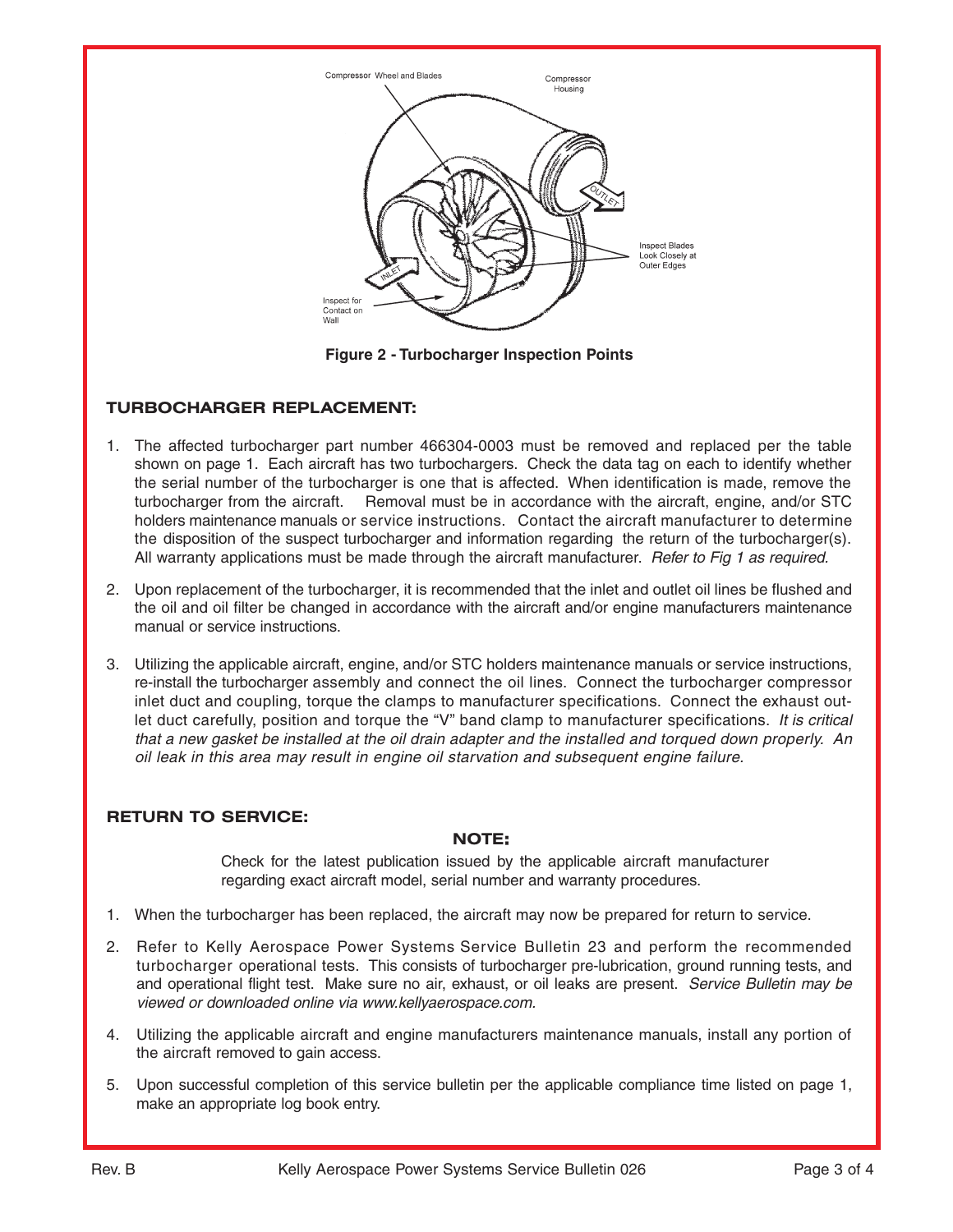Compressor Wheel and Blades

Compressor Housing

Inspect Blades Look Closely at Outer Edges

Inspect for Contact on Wall

**Figure 2 - Turbocharger Inspection Points**

## TURBOCHARGER REPLACEMENT:

1. The affected turbocharger part number 466304-0003 must be removed and replaced per the table shown on page 1. Each aircraft has two turbochargers. Check the data tag on each to identify whether the serial number of the turbocharger is one that is affected. When identification is made, remove the turbocharger from the aircraft. Removal must be in accordance with the aircraft, engine, and/or STC holders maintenance manuals or service instructions. Contact the aircraft manufacturer to determine the disposition of the suspect turbocharger and information regarding the return of the turbocharger(s). All warranty applications must be made through the aircraft manufacturer. *Refer to Fig 1 as required.*

2. Upon replacement of the turbocharger, it is recommended that the inlet and outlet oil lines be flushed and the oil and oil filter be changed in accordance with the aircraft and/or engine manufacturers maintenance manual or service instructions.

3. Utilizing the applicable aircraft, engine, and/or STC holders maintenance manuals or service instructions, re-install the turbocharger assembly and connect the oil lines. Connect the turbocharger compressor inlet duct and coupling, torque the clamps to manufacturer specifications. Connect the exhaust outlet duct carefully, position and torque the "V" band clamp to manufacturer specifications. *It is critical that a new gasket be installed at the oil drain adapter and the installed and torqued down properly. An oil leak in this area may result in engine oil starvation and subsequent engine failure.*

## RETURN TO SERVICE:

**NOTE:**

Check for the latest publication issued by the applicable aircraft manufacturer regarding exact aircraft model, serial number and warranty procedures.

1. When the turbocharger has been replaced, the aircraft may now be prepared for return to service.

2. Refer to Kelly Aerospace Power Systems Service Bulletin 23 and perform the recommended turbocharger operational tests. This consists of turbocharger pre-lubrication, ground running tests, and and operational flight test. Make sure no air, exhaust, or oil leaks are present. *Service Bulletin may be viewed or downloaded online via www.kellyaerospace.com.*

4. Utilizing the applicable aircraft and engine manufacturers maintenance manuals, install any portion of the aircraft removed to gain access.

5. Upon successful completion of this service bulletin per the applicable compliance time listed on page 1, make an appropriate log book entry.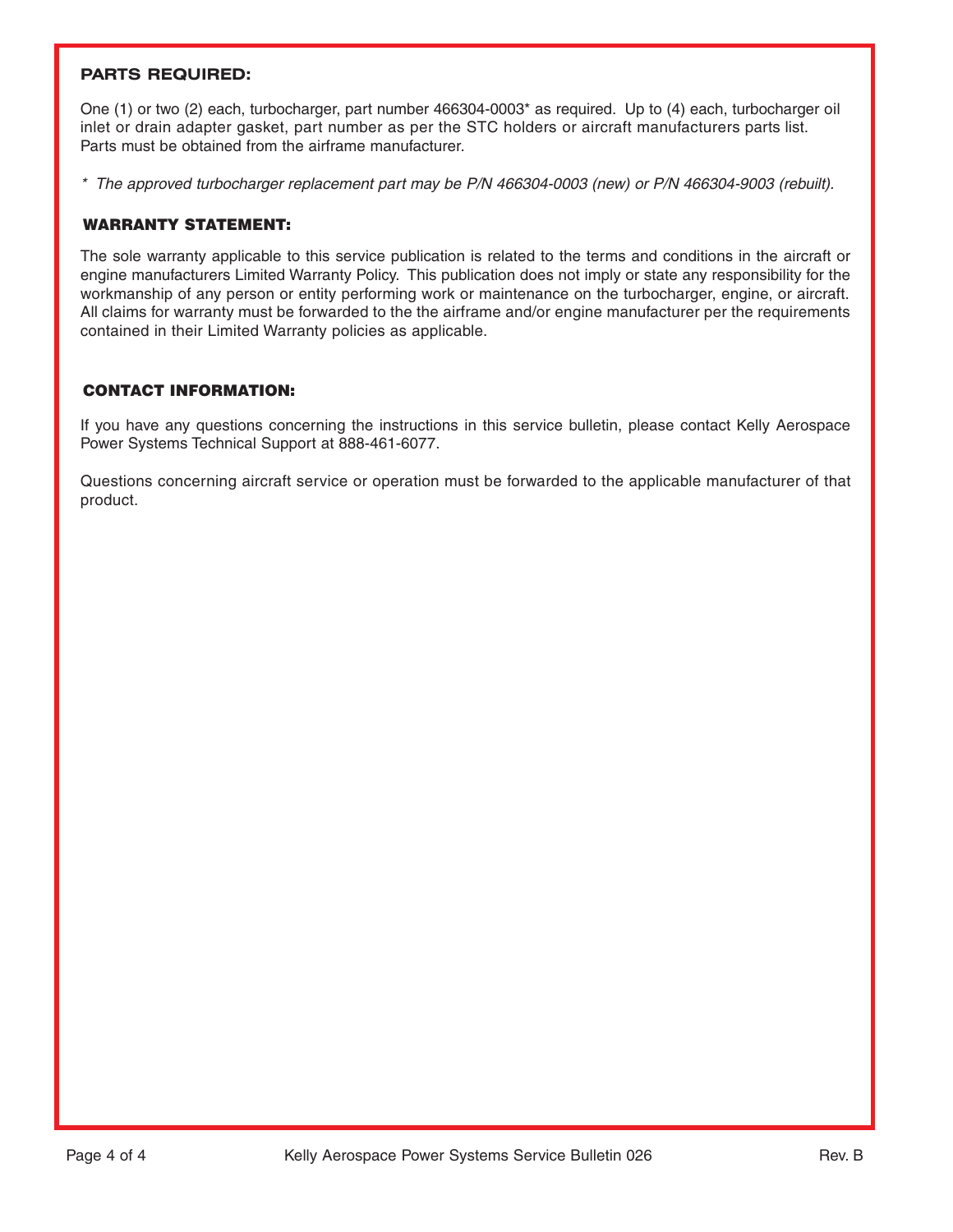### PARTS REQUIRED:

One (1) or two (2) each, turbocharger, part number 466304-0003* as required. Up to (4) each, turbocharger oil inlet or drain adapter gasket, part number as per the STC holders or aircraft manufacturers parts list. Parts must be obtained from the airframe manufacturer.

*\* The approved turbocharger replacement part may be P/N 466304-0003 (new) or P/N 466304-9003 (rebuilt).*

### WARRANTY STATEMENT:

The sole warranty applicable to this service publication is related to the terms and conditions in the aircraft or engine manufacturers Limited Warranty Policy. This publication does not imply or state any responsibility for the workmanship of any person or entity performing work or maintenance on the turbocharger, engine, or aircraft. All claims for warranty must be forwarded to the the airframe and/or engine manufacturer per the requirements contained in their Limited Warranty policies as applicable.

### CONTACT INFORMATION:

If you have any questions concerning the instructions in this service bulletin, please contact Kelly Aerospace Power Systems Technical Support at 888-461-6077.

Questions concerning aircraft service or operation must be forwarded to the applicable manufacturer of that product.